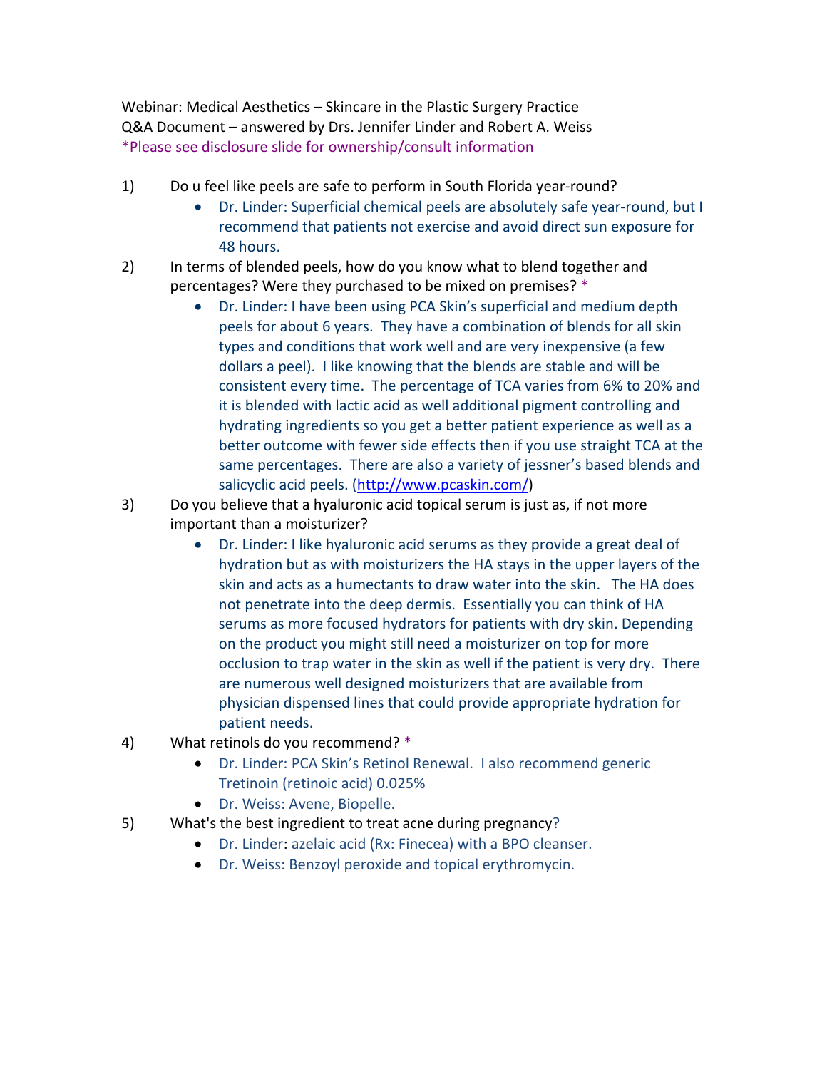Webinar: Medical Aesthetics – Skincare in the Plastic Surgery Practice
Q&A Document – answered by Drs. Jennifer Linder and Robert A. Weiss
*Please see disclosure slide for ownership/consult information

1) Do u feel like peels are safe to perform in South Florida year-round?
   - Dr. Linder: Superficial chemical peels are absolutely safe year-round, but I recommend that patients not exercise and avoid direct sun exposure for 48 hours.

2) In terms of blended peels, how do you know what to blend together and percentages? Were they purchased to be mixed on premises? *
   - Dr. Linder: I have been using PCA Skin's superficial and medium depth peels for about 6 years. They have a combination of blends for all skin types and conditions that work well and are very inexpensive (a few dollars a peel). I like knowing that the blends are stable and will be consistent every time. The percentage of TCA varies from 6% to 20% and it is blended with lactic acid as well additional pigment controlling and hydrating ingredients so you get a better patient experience as well as a better outcome with fewer side effects then if you use straight TCA at the same percentages. There are also a variety of jessner's based blends and salicyclic acid peels. (http://www.pcaskin.com/)

3) Do you believe that a hyaluronic acid topical serum is just as, if not more important than a moisturizer?
   - Dr. Linder: I like hyaluronic acid serums as they provide a great deal of hydration but as with moisturizers the HA stays in the upper layers of the skin and acts as a humectants to draw water into the skin. The HA does not penetrate into the deep dermis. Essentially you can think of HA serums as more focused hydrators for patients with dry skin. Depending on the product you might still need a moisturizer on top for more occlusion to trap water in the skin as well if the patient is very dry. There are numerous well designed moisturizers that are available from physician dispensed lines that could provide appropriate hydration for patient needs.

4) What retinols do you recommend? *
   - Dr. Linder: PCA Skin's Retinol Renewal. I also recommend generic Tretinoin (retinoic acid) 0.025%
   - Dr. Weiss: Avene, Biopelle.

5) What's the best ingredient to treat acne during pregnancy?
   - Dr. Linder: azelaic acid (Rx: Finecea) with a BPO cleanser.
   - Dr. Weiss: Benzoyl peroxide and topical erythromycin.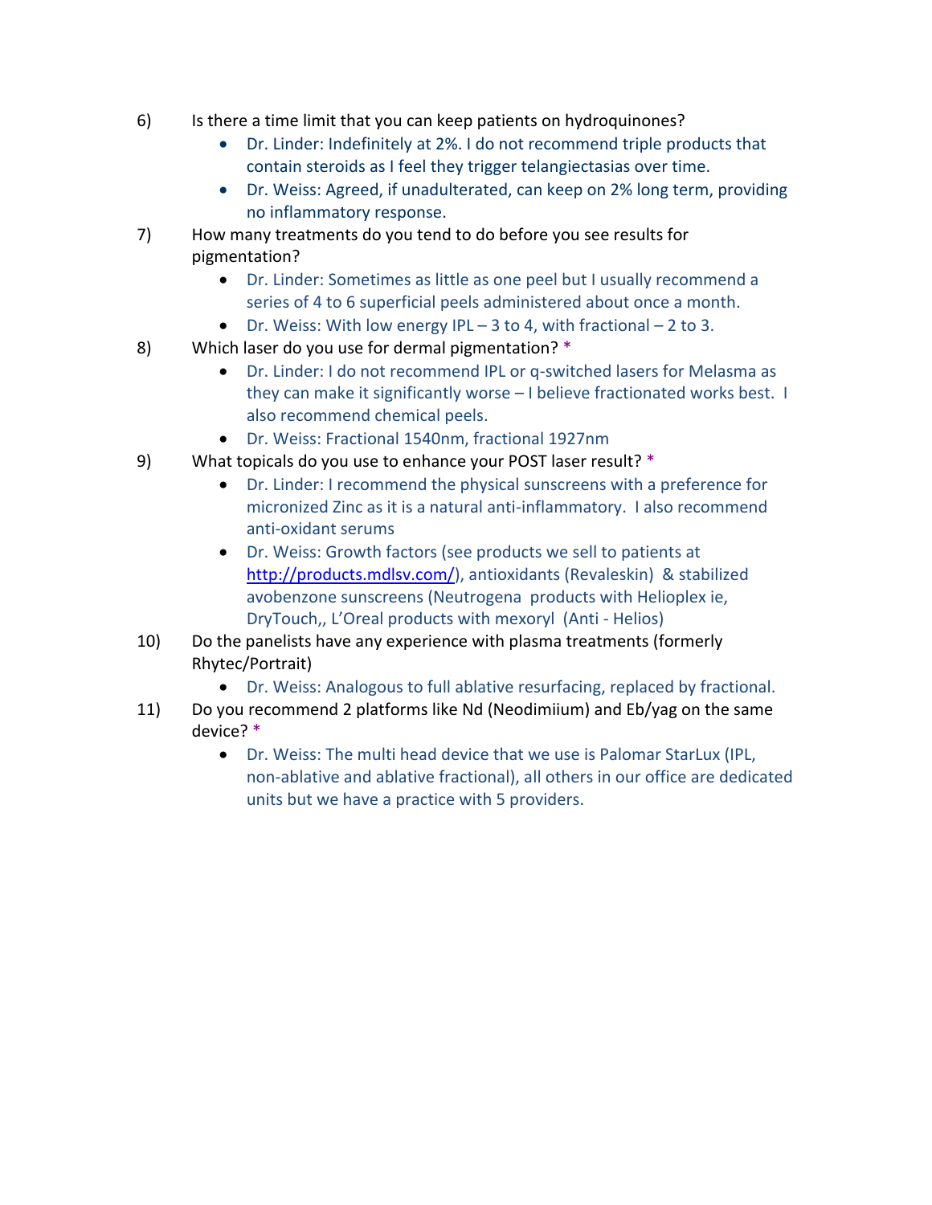6) Is there a time limit that you can keep patients on hydroquinones?
   - Dr. Linder: Indefinitely at 2%. I do not recommend triple products that contain steroids as I feel they trigger telangiectasias over time.
   - Dr. Weiss: Agreed, if unadulterated, can keep on 2% long term, providing no inflammatory response.

7) How many treatments do you tend to do before you see results for pigmentation?
   - Dr. Linder: Sometimes as little as one peel but I usually recommend a series of 4 to 6 superficial peels administered about once a month.
   - Dr. Weiss: With low energy IPL – 3 to 4, with fractional – 2 to 3.

8) Which laser do you use for dermal pigmentation? *
   - Dr. Linder: I do not recommend IPL or q-switched lasers for Melasma as they can make it significantly worse – I believe fractionated works best. I also recommend chemical peels.
   - Dr. Weiss: Fractional 1540nm, fractional 1927nm

9) What topicals do you use to enhance your POST laser result? *
   - Dr. Linder: I recommend the physical sunscreens with a preference for micronized Zinc as it is a natural anti-inflammatory. I also recommend anti-oxidant serums
   - Dr. Weiss: Growth factors (see products we sell to patients at http://products.mdlsv.com/), antioxidants (Revaleskin) & stabilized avobenzone sunscreens (Neutrogena products with Helioplex ie, DryTouch,, L'Oreal products with mexoryl (Anti - Helios)

10) Do the panelists have any experience with plasma treatments (formerly Rhytec/Portrait)
    - Dr. Weiss: Analogous to full ablative resurfacing, replaced by fractional.

11) Do you recommend 2 platforms like Nd (Neodimiium) and Eb/yag on the same device? *
    - Dr. Weiss: The multi head device that we use is Palomar StarLux (IPL, non-ablative and ablative fractional), all others in our office are dedicated units but we have a practice with 5 providers.